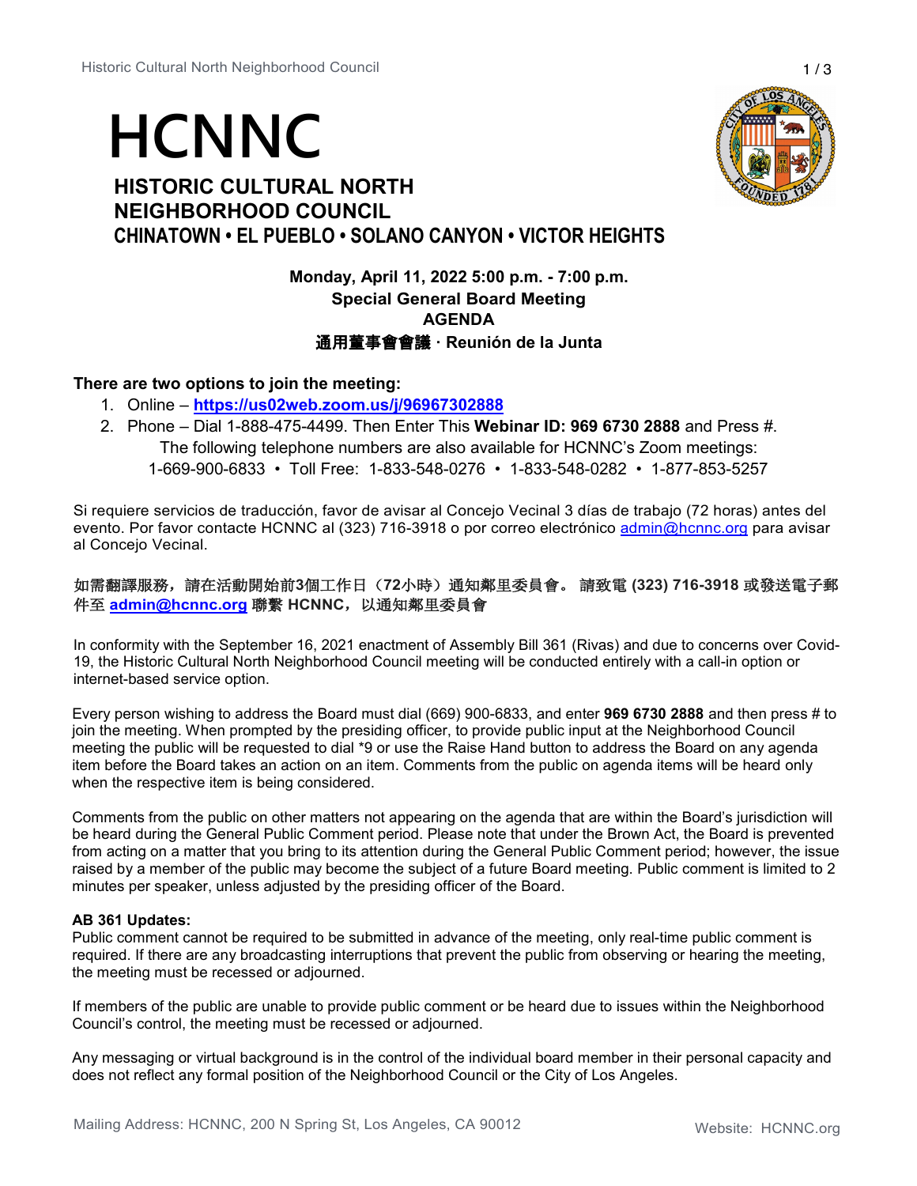# HCNNC

## HISTORIC CULTURAL NORTH NEIGHBORHOOD COUNCIL

### CHINATOWN • EL PUEBLO • SOLANO CANYON • VICTOR HEIGHTS

**Monday, April 11, 2022 5:00 p.m. - 7:00 p.m.**
**Special General Board Meeting**
**AGENDA**
**通用董事會會議 · Reunión de la Junta**

**There are two options to join the meeting:**

1. Online – **https://us02web.zoom.us/j/96967302888**
2. Phone – Dial 1-888-475-4499. Then Enter This **Webinar ID: 969 6730 2888** and Press #.
   The following telephone numbers are also available for HCNNC's Zoom meetings:
   1-669-900-6833 • Toll Free: 1-833-548-0276 • 1-833-548-0282 • 1-877-853-5257

Si requiere servicios de traducción, favor de avisar al Concejo Vecinal 3 días de trabajo (72 horas) antes del evento. Por favor contacte HCNNC al (323) 716-3918 o por correo electrónico admin@hcnnc.org para avisar al Concejo Vecinal.

如需翻譯服務，請在活動開始前3個工作日（72小時）通知鄰里委員會。 請致電 (323) 716-3918 或發送電子郵件至 **admin@hcnnc.org** 聯繫 HCNNC，以通知鄰里委員會

In conformity with the September 16, 2021 enactment of Assembly Bill 361 (Rivas) and due to concerns over Covid-19, the Historic Cultural North Neighborhood Council meeting will be conducted entirely with a call-in option or internet-based service option.

Every person wishing to address the Board must dial (669) 900-6833, and enter **969 6730 2888** and then press # to join the meeting. When prompted by the presiding officer, to provide public input at the Neighborhood Council meeting the public will be requested to dial *9 or use the Raise Hand button to address the Board on any agenda item before the Board takes an action on an item. Comments from the public on agenda items will be heard only when the respective item is being considered.

Comments from the public on other matters not appearing on the agenda that are within the Board's jurisdiction will be heard during the General Public Comment period. Please note that under the Brown Act, the Board is prevented from acting on a matter that you bring to its attention during the General Public Comment period; however, the issue raised by a member of the public may become the subject of a future Board meeting. Public comment is limited to 2 minutes per speaker, unless adjusted by the presiding officer of the Board.

**AB 361 Updates:**
Public comment cannot be required to be submitted in advance of the meeting, only real-time public comment is required. If there are any broadcasting interruptions that prevent the public from observing or hearing the meeting, the meeting must be recessed or adjourned.

If members of the public are unable to provide public comment or be heard due to issues within the Neighborhood Council's control, the meeting must be recessed or adjourned.

Any messaging or virtual background is in the control of the individual board member in their personal capacity and does not reflect any formal position of the Neighborhood Council or the City of Los Angeles.

Mailing Address: HCNNC, 200 N Spring St, Los Angeles, CA 90012

Website: HCNNC.org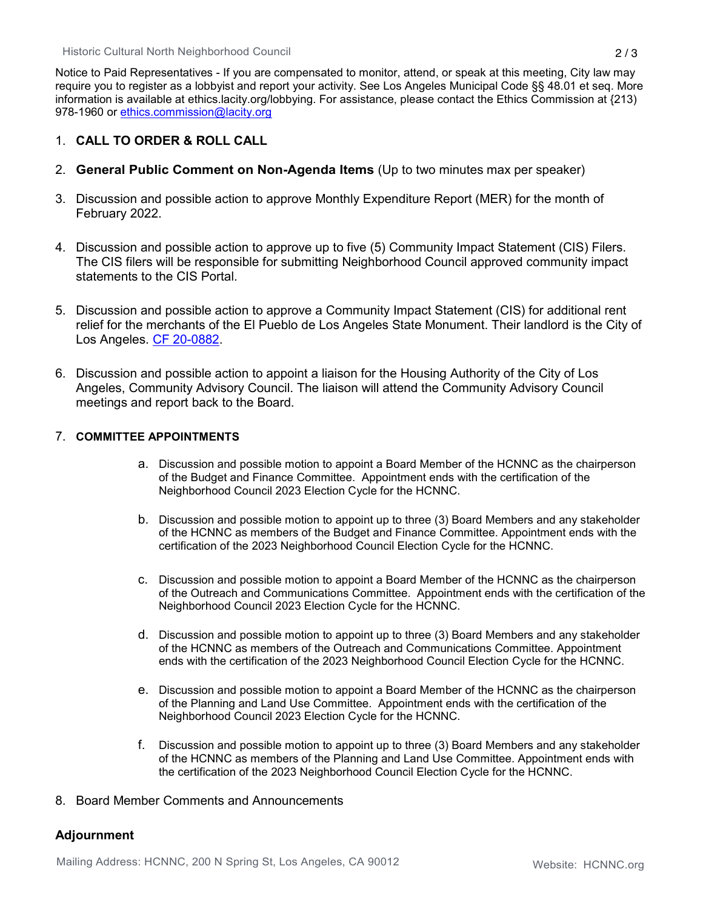Notice to Paid Representatives - If you are compensated to monitor, attend, or speak at this meeting, City law may require you to register as a lobbyist and report your activity. See Los Angeles Municipal Code §§ 48.01 et seq. More information is available at ethics.lacity.org/lobbying. For assistance, please contact the Ethics Commission at {213) 978-1960 or [ethics.commission@lacity.org](mailto:ethics.commission@lacity.org)

1. **CALL TO ORDER & ROLL CALL**

2. **General Public Comment on Non-Agenda Items** (Up to two minutes max per speaker)

3. Discussion and possible action to approve Monthly Expenditure Report (MER) for the month of February 2022.

4. Discussion and possible action to approve up to five (5) Community Impact Statement (CIS) Filers. The CIS filers will be responsible for submitting Neighborhood Council approved community impact statements to the CIS Portal.

5. Discussion and possible action to approve a Community Impact Statement (CIS) for additional rent relief for the merchants of the El Pueblo de Los Angeles State Monument. Their landlord is the City of Los Angeles. CF 20-0882.

6. Discussion and possible action to appoint a liaison for the Housing Authority of the City of Los Angeles, Community Advisory Council. The liaison will attend the Community Advisory Council meetings and report back to the Board.

7. **COMMITTEE APPOINTMENTS**

   a. Discussion and possible motion to appoint a Board Member of the HCNNC as the chairperson of the Budget and Finance Committee. Appointment ends with the certification of the Neighborhood Council 2023 Election Cycle for the HCNNC.

   b. Discussion and possible motion to appoint up to three (3) Board Members and any stakeholder of the HCNNC as members of the Budget and Finance Committee. Appointment ends with the certification of the 2023 Neighborhood Council Election Cycle for the HCNNC.

   c. Discussion and possible motion to appoint a Board Member of the HCNNC as the chairperson of the Outreach and Communications Committee. Appointment ends with the certification of the Neighborhood Council 2023 Election Cycle for the HCNNC.

   d. Discussion and possible motion to appoint up to three (3) Board Members and any stakeholder of the HCNNC as members of the Outreach and Communications Committee. Appointment ends with the certification of the 2023 Neighborhood Council Election Cycle for the HCNNC.

   e. Discussion and possible motion to appoint a Board Member of the HCNNC as the chairperson of the Planning and Land Use Committee. Appointment ends with the certification of the Neighborhood Council 2023 Election Cycle for the HCNNC.

   f. Discussion and possible motion to appoint up to three (3) Board Members and any stakeholder of the HCNNC as members of the Planning and Land Use Committee. Appointment ends with the certification of the 2023 Neighborhood Council Election Cycle for the HCNNC.

8. Board Member Comments and Announcements

**Adjournment**

Mailing Address: HCNNC, 200 N Spring St, Los Angeles, CA 90012

Website: HCNNC.org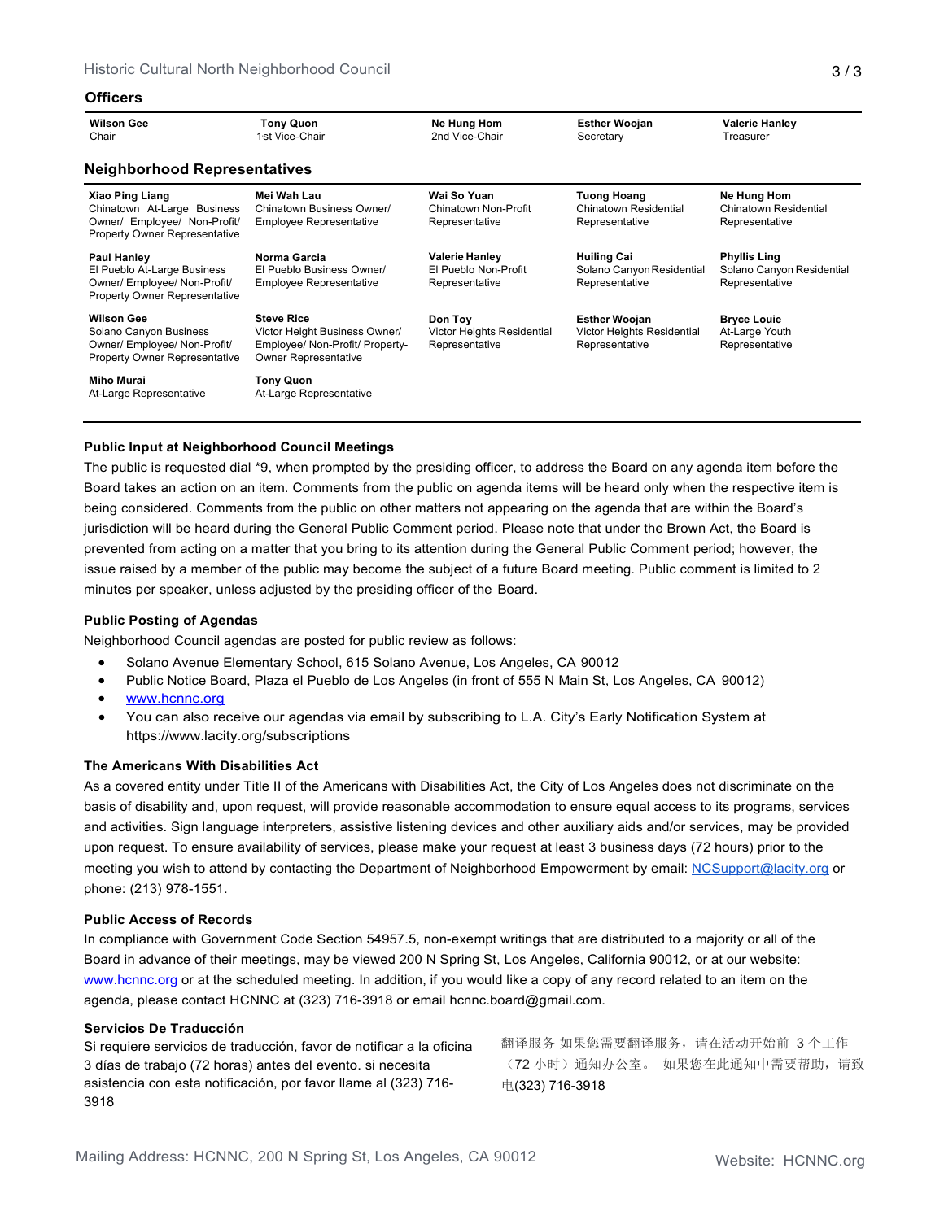## Officers

| Wilson Gee | Tony Quon | Ne Hung Hom | Esther Woojan | Valerie Hanley |
|---|---|---|---|---|
| Chair | 1st Vice-Chair | 2nd Vice-Chair | Secretary | Treasurer |

## Neighborhood Representatives

| | | | | |
|---|---|---|---|---|
| **Xiao Ping Liang**<br>Chinatown At-Large Business Owner/ Employee/ Non-Profit/ Property Owner Representative | **Mei Wah Lau**<br>Chinatown Business Owner/ Employee Representative | **Wai So Yuan**<br>Chinatown Non-Profit Representative | **Tuong Hoang**<br>Chinatown Residential Representative | **Ne Hung Hom**<br>Chinatown Residential Representative |
| **Paul Hanley**<br>El Pueblo At-Large Business Owner/ Employee/ Non-Profit/ Property Owner Representative | **Norma Garcia**<br>El Pueblo Business Owner/ Employee Representative | **Valerie Hanley**<br>El Pueblo Non-Profit Representative | **Huiling Cai**<br>Solano Canyon Residential Representative | **Phyllis Ling**<br>Solano Canyon Residential Representative |
| **Wilson Gee**<br>Solano Canyon Business Owner/ Employee/ Non-Profit/ Property Owner Representative | **Steve Rice**<br>Victor Height Business Owner/ Employee/ Non-Profit/ Property-Owner Representative | **Don Toy**<br>Victor Heights Residential Representative | **Esther Woojan**<br>Victor Heights Residential Representative | **Bryce Louie**<br>At-Large Youth Representative |
| **Miho Murai**<br>At-Large Representative | **Tony Quon**<br>At-Large Representative | | | |

### Public Input at Neighborhood Council Meetings

The public is requested dial *9, when prompted by the presiding officer, to address the Board on any agenda item before the Board takes an action on an item. Comments from the public on agenda items will be heard only when the respective item is being considered. Comments from the public on other matters not appearing on the agenda that are within the Board's jurisdiction will be heard during the General Public Comment period. Please note that under the Brown Act, the Board is prevented from acting on a matter that you bring to its attention during the General Public Comment period; however, the issue raised by a member of the public may become the subject of a future Board meeting. Public comment is limited to 2 minutes per speaker, unless adjusted by the presiding officer of the Board.

### Public Posting of Agendas

Neighborhood Council agendas are posted for public review as follows:

- Solano Avenue Elementary School, 615 Solano Avenue, Los Angeles, CA 90012
- Public Notice Board, Plaza el Pueblo de Los Angeles (in front of 555 N Main St, Los Angeles, CA 90012)
- www.hcnnc.org
- You can also receive our agendas via email by subscribing to L.A. City's Early Notification System at https://www.lacity.org/subscriptions

### The Americans With Disabilities Act

As a covered entity under Title II of the Americans with Disabilities Act, the City of Los Angeles does not discriminate on the basis of disability and, upon request, will provide reasonable accommodation to ensure equal access to its programs, services and activities. Sign language interpreters, assistive listening devices and other auxiliary aids and/or services, may be provided upon request. To ensure availability of services, please make your request at least 3 business days (72 hours) prior to the meeting you wish to attend by contacting the Department of Neighborhood Empowerment by email: NCSupport@lacity.org or phone: (213) 978-1551.

### Public Access of Records

In compliance with Government Code Section 54957.5, non-exempt writings that are distributed to a majority or all of the Board in advance of their meetings, may be viewed 200 N Spring St, Los Angeles, California 90012, or at our website: www.hcnnc.org or at the scheduled meeting. In addition, if you would like a copy of any record related to an item on the agenda, please contact HCNNC at (323) 716-3918 or email hcnnc.board@gmail.com.

### Servicios De Traducción

Si requiere servicios de traducción, favor de notificar a la oficina 3 días de trabajo (72 horas) antes del evento. si necesita asistencia con esta notificación, por favor llame al (323) 716-3918

翻译服务 如果您需要翻译服务，请在活动开始前 3 个工作（72 小时）通知办公室。 如果您在此通知中需要帮助，请致电(323) 716-3918

Mailing Address: HCNNC, 200 N Spring St, Los Angeles, CA 90012

Website: HCNNC.org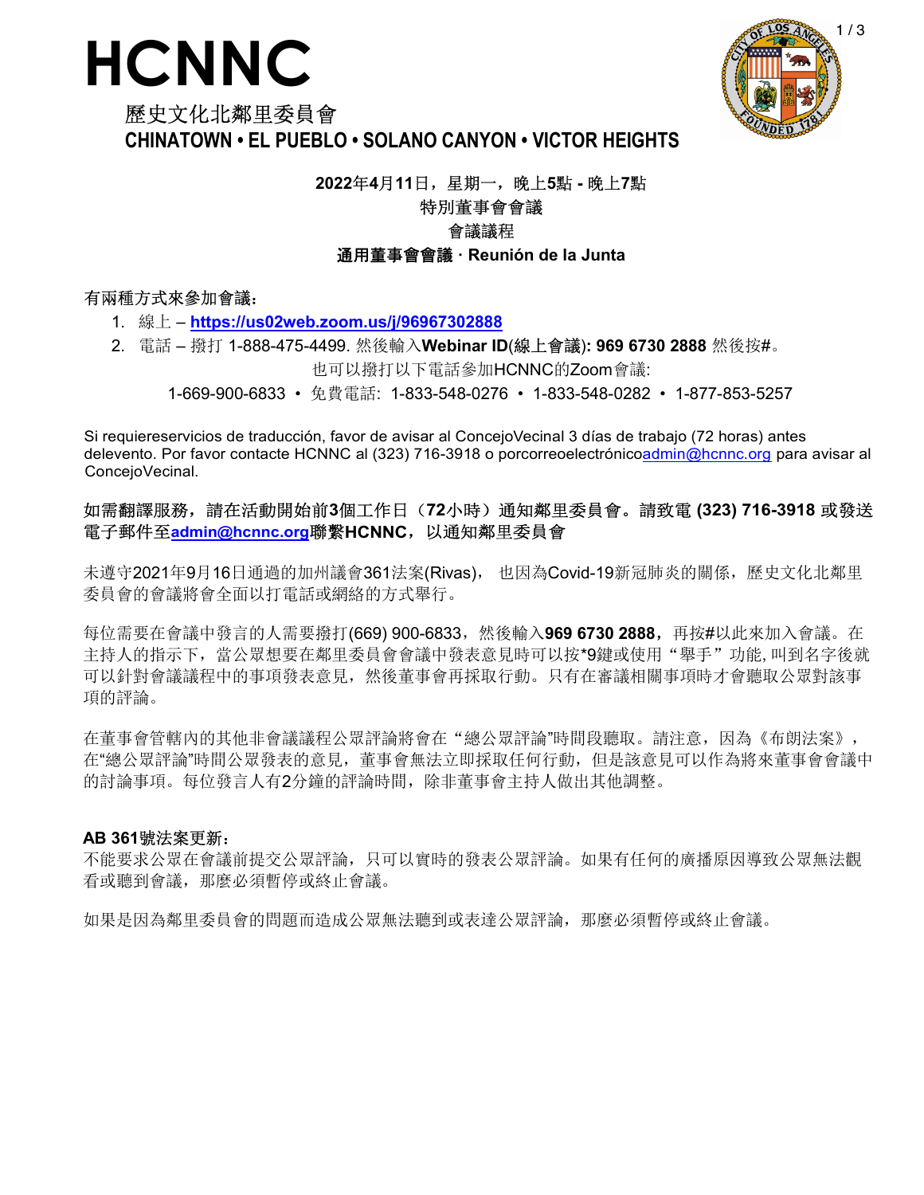# HCNNC

## 歷史文化北鄰里委員會
**CHINATOWN • EL PUEBLO • SOLANO CANYON • VICTOR HEIGHTS**

**2022年4月11日，星期一，晚上5點 - 晚上7點**

**特別董事會會議**

**會議議程**

**通用董事會會議 · Reunión de la Junta**

**有兩種方式來參加會議：**

1. 線上 – **https://us02web.zoom.us/j/96967302888**
2. 電話 – 撥打 1-888-475-4499. 然後輸入**Webinar ID**(線上會議)**: 969 6730 2888** 然後按#。

也可以撥打以下電話參加HCNNC的Zoom會議:

1-669-900-6833 • 免費電話: 1-833-548-0276 • 1-833-548-0282 • 1-877-853-5257

Si requiereservicios de traducción, favor de avisar al ConcejoVecinal 3 días de trabajo (72 horas) antes delevento. Por favor contacte HCNNC al (323) 716-3918 o porcorreoelectrónicoadmin@hcnnc.org para avisar al ConcejoVecinal.

**如需翻譯服務，請在活動開始前3個工作日（72小時）通知鄰里委員會。請致電 (323) 716-3918 或發送電子郵件至admin@hcnnc.org聯繫HCNNC，以通知鄰里委員會**

未遵守2021年9月16日通過的加州議會361法案(Rivas)， 也因為Covid-19新冠肺炎的關係，歷史文化北鄰里委員會的會議將會全面以打電話或網絡的方式舉行。

每位需要在會議中發言的人需要撥打(669) 900-6833，然後輸入**969 6730 2888，**再按**#**以此來加入會議。在主持人的指示下，當公眾想要在鄰里委員會會議中發表意見時可以按*9鍵或使用“舉手”功能, 叫到名字後就可以針對會議議程中的事項發表意見，然後董事會再採取行動。只有在審議相關事項時才會聽取公眾對該事項的評論。

在董事會管轄內的其他非會議議程公眾評論將會在“總公眾評論”時間段聽取。請注意，因為《布朗法案》，在“總公眾評論”時間公眾發表的意見，董事會無法立即採取任何行動，但是該意見可以作為將來董事會會議中的討論事項。每位發言人有2分鐘的評論時間，除非董事會主持人做出其他調整。

**AB 361**號法案更新：

不能要求公眾在會議前提交公眾評論，只可以實時的發表公眾評論。如果有任何的廣播原因導致公眾無法觀看或聽到會議，那麼必須暫停或終止會議。

如果是因為鄰里委員會的問題而造成公眾無法聽到或表達公眾評論，那麼必須暫停或終止會議。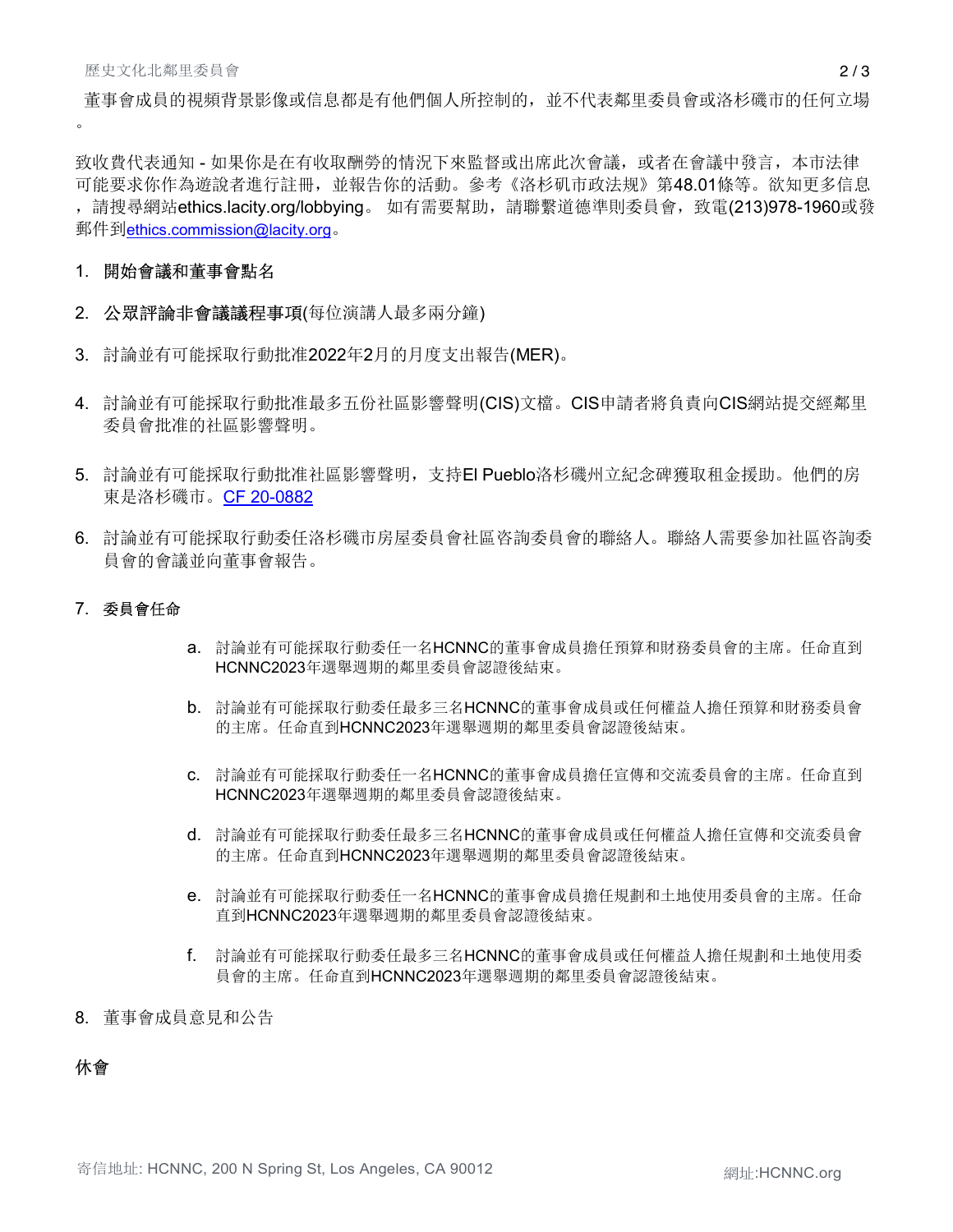董事會成員的視頻背景影像或信息都是有他們個人所控制的，並不代表鄰里委員會或洛杉磯市的任何立場。

致收費代表通知 - 如果你是在有收取酬勞的情況下來監督或出席此次會議，或者在會議中發言，本市法律可能要求你作為遊說者進行註冊，並報告你的活動。參考《洛杉矶市政法规》第48.01條等。欲知更多信息，請搜尋網站ethics.lacity.org/lobbying。 如有需要幫助，請聯繫道德準則委員會，致電(213)978-1960或發郵件到ethics.commission@lacity.org。

1. **開始會議和董事會點名**
2. **公眾評論非會議議程事項**(每位演講人最多兩分鐘)
3. 討論並有可能採取行動批准2022年2月的月度支出報告(MER)。
4. 討論並有可能採取行動批准最多五份社區影響聲明(CIS)文檔。CIS申請者將負責向CIS網站提交經鄰里委員會批准的社區影響聲明。
5. 討論並有可能採取行動批准社區影響聲明，支持El Pueblo洛杉磯州立紀念碑獲取租金援助。他們的房東是洛杉磯市。CF 20-0882
6. 討論並有可能採取行動委任洛杉磯市房屋委員會社區咨詢委員會的聯絡人。聯絡人需要參加社區咨詢委員會的會議並向董事會報告。
7. **委員會任命**
   a. 討論並有可能採取行動委任一名HCNNC的董事會成員擔任預算和財務委員會的主席。任命直到HCNNC2023年選舉週期的鄰里委員會認證後結束。
   b. 討論並有可能採取行動委任最多三名HCNNC的董事會成員或任何權益人擔任預算和財務委員會的主席。任命直到HCNNC2023年選舉週期的鄰里委員會認證後結束。
   c. 討論並有可能採取行動委任一名HCNNC的董事會成員擔任宣傳和交流委員會的主席。任命直到HCNNC2023年選舉週期的鄰里委員會認證後結束。
   d. 討論並有可能採取行動委任最多三名HCNNC的董事會成員或任何權益人擔任宣傳和交流委員會的主席。任命直到HCNNC2023年選舉週期的鄰里委員會認證後結束。
   e. 討論並有可能採取行動委任一名HCNNC的董事會成員擔任規劃和土地使用委員會的主席。任命直到HCNNC2023年選舉週期的鄰里委員會認證後結束。
   f. 討論並有可能採取行動委任最多三名HCNNC的董事會成員或任何權益人擔任規劃和土地使用委員會的主席。任命直到HCNNC2023年選舉週期的鄰里委員會認證後結束。
8. 董事會成員意見和公告

**休會**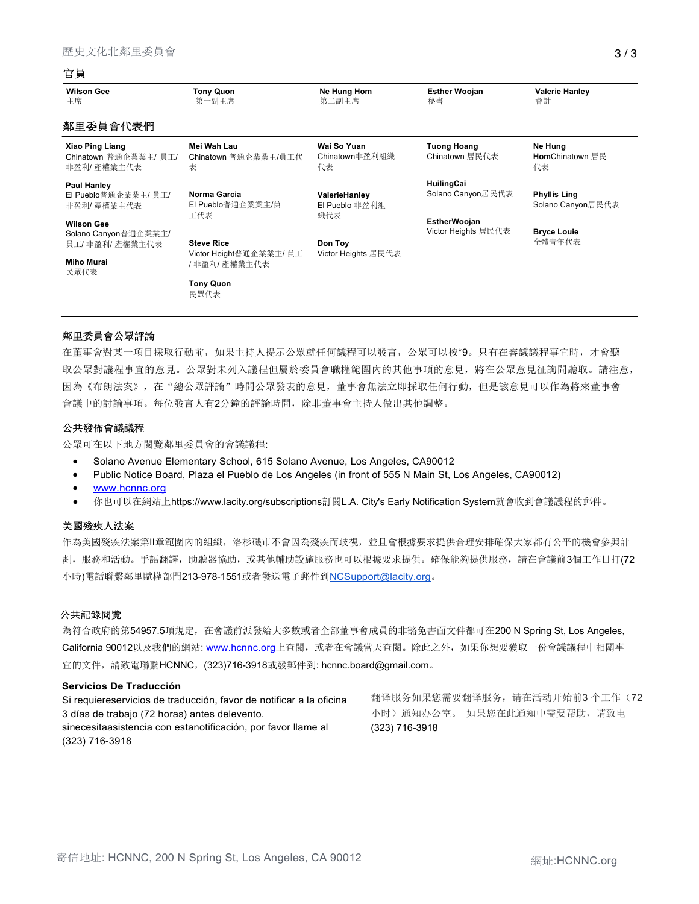## 官員

| Wilson Gee 主席 | Tony Quon 第一副主席 | Ne Hung Hom 第二副主席 | Esther Woojan 秘書 | Valerie Hanley 會計 |
|---|---|---|---|---|

## 鄰里委員會代表們

| | | | | |
|---|---|---|---|---|
| **Xiao Ping Liang** Chinatown 普通企業業主/ 員工/ 非盈利/ 產權業主代表 | **Mei Wah Lau** Chinatown 普通企業業主/員工代表 | **Wai So Yuan** Chinatown非盈利組織代表 | **Tuong Hoang** Chinatown 居民代表 | **Ne Hung Hom**Chinatown 居民代表 |
| **Paul Hanley** El Pueblo普通企業業主/ 員工/ 非盈利/ 產權業主代表 | **Norma Garcia** El Pueblo普通企業業主/員工代表 | **ValerieHanley** El Pueblo 非盈利組織代表 | **HuilingCai** Solano Canyon居民代表 | **Phyllis Ling** Solano Canyon居民代表 |
| **Wilson Gee** Solano Canyon普通企業業主/ 員工/ 非盈利/ 產權業主代表 | **Steve Rice** Victor Height普通企業業主/ 員工/ 非盈利/ 產權業主代表 | **Don Toy** Victor Heights 居民代表 | **EstherWoojan** Victor Heights 居民代表 | **Bryce Louie** 全體青年代表 |
| **Miho Murai** 民眾代表 | **Tony Quon** 民眾代表 | | | |

### 鄰里委員會公眾評論

在董事會對某一項目採取行動前，如果主持人提示公眾就任何議程可以發言，公眾可以按*9。只有在審議議程事宜時，才會聽取公眾對議程事宜的意見。公眾對未列入議程但屬於委員會職權範圍內的其他事項的意見，將在公眾意見征詢間聽取。請注意，因為《布朗法案》，在"總公眾評論"時間公眾發表的意見，董事會無法立即採取任何行動，但是該意見可以作為將來董事會會議中的討論事項。每位發言人有2分鐘的評論時間，除非董事會主持人做出其他調整。

### 公共發佈會議議程

公眾可在以下地方閱覽鄰里委員會的會議議程:

- Solano Avenue Elementary School, 615 Solano Avenue, Los Angeles, CA90012
- Public Notice Board, Plaza el Pueblo de Los Angeles (in front of 555 N Main St, Los Angeles, CA90012)
- www.hcnnc.org
- 你也可以在網站上https://www.lacity.org/subscriptions訂閱L.A. City's Early Notification System就會收到會議議程的郵件。

### 美國殘疾人法案

作為美國殘疾法案第II章範圍內的組織，洛杉磯市不會因為殘疾而歧視，並且會根據要求提供合理安排確保大家都有公平的機會參與計劃，服務和活動。手語翻譯，助聽器協助，或其他輔助設施服務也可以根據要求提供。確保能夠提供服務，請在會議前3個工作日打(72小時)電話聯繫鄰里賦權部門213-978-1551或者發送電子郵件到NCSupport@lacity.org。

### 公共記錄閱覽

為符合政府的第54957.5項規定，在會議前派發給大多數或者全部董事會成員的非豁免書面文件都可在200 N Spring St, Los Angeles, California 90012以及我們的網站: www.hcnnc.org上查閱，或者在會議當天查閱。除此之外，如果你想要獲取一份會議議程中相關事宜的文件，請致電聯繫HCNNC，(323)716-3918或發郵件到: hcnnc.board@gmail.com。

### Servicios De Traducción

Si requiereservicios de traducción, favor de notificar a la oficina 3 días de trabajo (72 horas) antes delevento. sinecesitaasistencia con estanotificación, por favor llame al (323) 716-3918

翻译服务如果您需要翻译服务，请在活动开始前3 个工作（72小时）通知办公室。 如果您在此通知中需要帮助，请致电 (323) 716-3918

寄信地址: HCNNC, 200 N Spring St, Los Angeles, CA 90012

網址:HCNNC.org